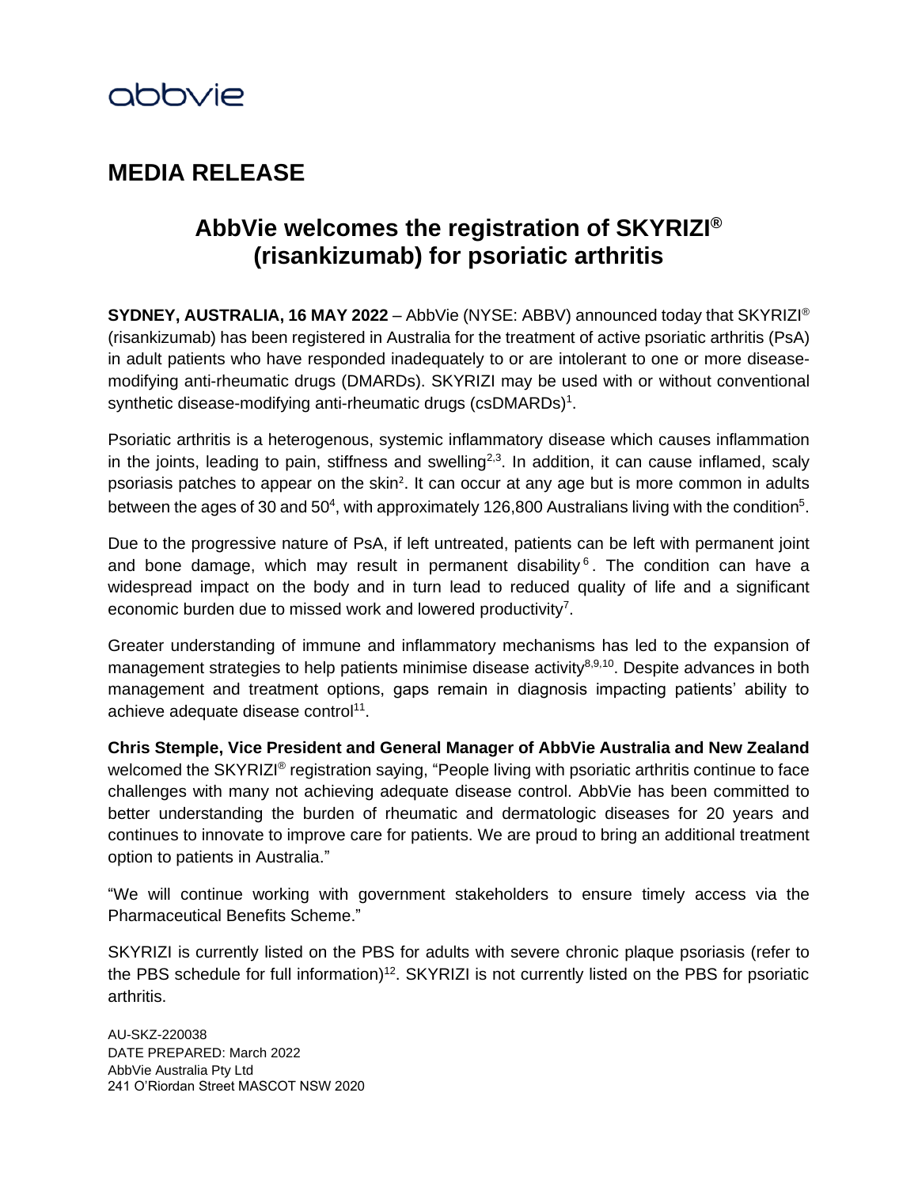abbvie

# MEDIA RELEASE

## AbbVie welcomes the registration of SKYRIZI® (risankizumab) for psoriatic arthritis

**SYDNEY, AUSTRALIA, 16 MAY 2022** – AbbVie (NYSE: ABBV) announced today that SKYRIZI® (risankizumab) has been registered in Australia for the treatment of active psoriatic arthritis (PsA) in adult patients who have responded inadequately to or are intolerant to one or more disease-modifying anti-rheumatic drugs (DMARDs). SKYRIZI may be used with or without conventional synthetic disease-modifying anti-rheumatic drugs (csDMARDs)[1].

Psoriatic arthritis is a heterogenous, systemic inflammatory disease which causes inflammation in the joints, leading to pain, stiffness and swelling[2,3]. In addition, it can cause inflamed, scaly psoriasis patches to appear on the skin[2]. It can occur at any age but is more common in adults between the ages of 30 and 50[4], with approximately 126,800 Australians living with the condition[5].

Due to the progressive nature of PsA, if left untreated, patients can be left with permanent joint and bone damage, which may result in permanent disability[6]. The condition can have a widespread impact on the body and in turn lead to reduced quality of life and a significant economic burden due to missed work and lowered productivity[7].

Greater understanding of immune and inflammatory mechanisms has led to the expansion of management strategies to help patients minimise disease activity[8,9,10]. Despite advances in both management and treatment options, gaps remain in diagnosis impacting patients' ability to achieve adequate disease control[11].

**Chris Stemple, Vice President and General Manager of AbbVie Australia and New Zealand** welcomed the SKYRIZI® registration saying, "People living with psoriatic arthritis continue to face challenges with many not achieving adequate disease control. AbbVie has been committed to better understanding the burden of rheumatic and dermatologic diseases for 20 years and continues to innovate to improve care for patients. We are proud to bring an additional treatment option to patients in Australia."

"We will continue working with government stakeholders to ensure timely access via the Pharmaceutical Benefits Scheme."

SKYRIZI is currently listed on the PBS for adults with severe chronic plaque psoriasis (refer to the PBS schedule for full information)[12]. SKYRIZI is not currently listed on the PBS for psoriatic arthritis.

AU-SKZ-220038
DATE PREPARED: March 2022
AbbVie Australia Pty Ltd
241 O'Riordan Street MASCOT NSW 2020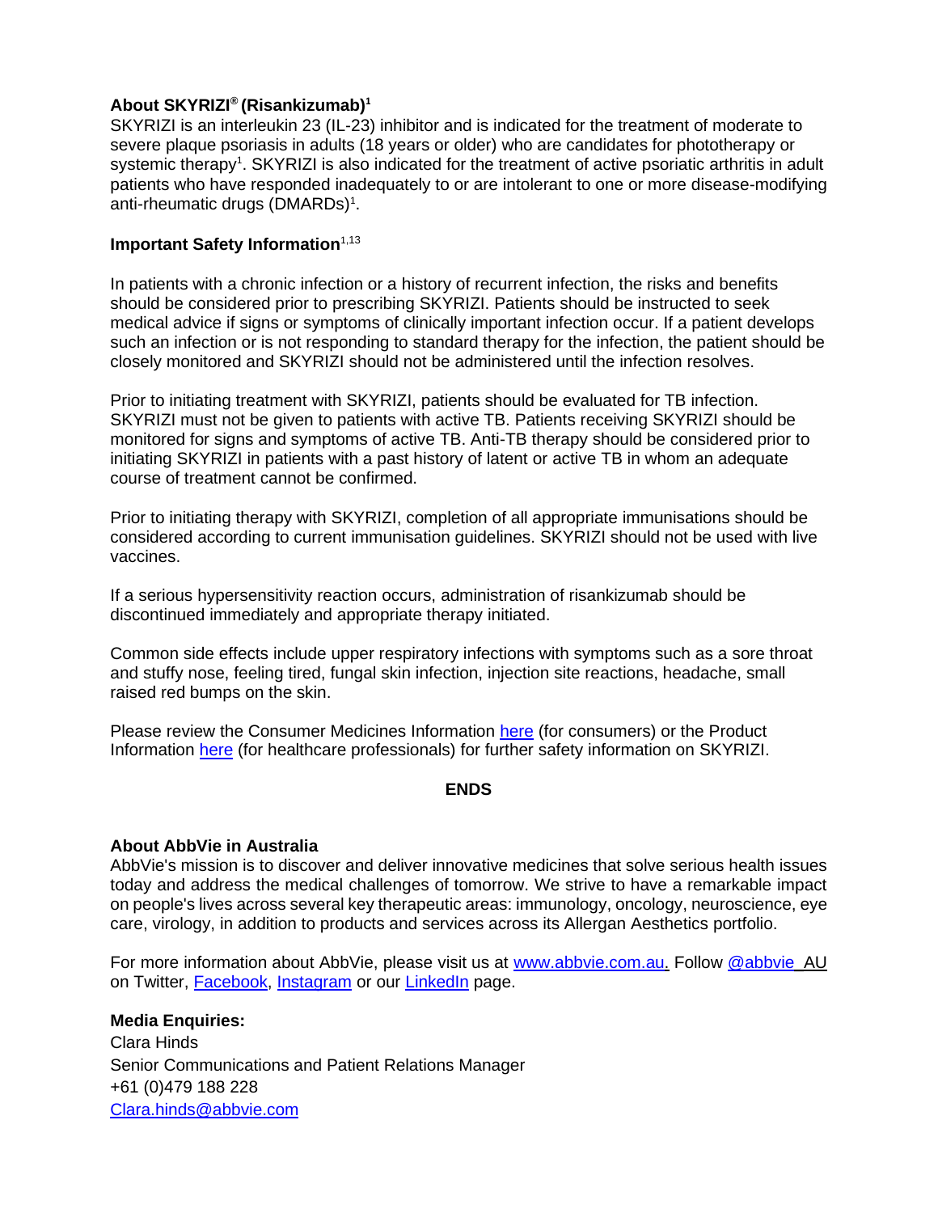**About SKYRIZI® (Risankizumab)[1]**

SKYRIZI is an interleukin 23 (IL-23) inhibitor and is indicated for the treatment of moderate to severe plaque psoriasis in adults (18 years or older) who are candidates for phototherapy or systemic therapy[1]. SKYRIZI is also indicated for the treatment of active psoriatic arthritis in adult patients who have responded inadequately to or are intolerant to one or more disease-modifying anti-rheumatic drugs (DMARDs)[1].

**Important Safety Information**[1,13]

In patients with a chronic infection or a history of recurrent infection, the risks and benefits should be considered prior to prescribing SKYRIZI. Patients should be instructed to seek medical advice if signs or symptoms of clinically important infection occur. If a patient develops such an infection or is not responding to standard therapy for the infection, the patient should be closely monitored and SKYRIZI should not be administered until the infection resolves.

Prior to initiating treatment with SKYRIZI, patients should be evaluated for TB infection. SKYRIZI must not be given to patients with active TB. Patients receiving SKYRIZI should be monitored for signs and symptoms of active TB. Anti-TB therapy should be considered prior to initiating SKYRIZI in patients with a past history of latent or active TB in whom an adequate course of treatment cannot be confirmed.

Prior to initiating therapy with SKYRIZI, completion of all appropriate immunisations should be considered according to current immunisation guidelines. SKYRIZI should not be used with live vaccines.

If a serious hypersensitivity reaction occurs, administration of risankizumab should be discontinued immediately and appropriate therapy initiated.

Common side effects include upper respiratory infections with symptoms such as a sore throat and stuffy nose, feeling tired, fungal skin infection, injection site reactions, headache, small raised red bumps on the skin.

Please review the Consumer Medicines Information here (for consumers) or the Product Information here (for healthcare professionals) for further safety information on SKYRIZI.

**ENDS**

**About AbbVie in Australia**

AbbVie's mission is to discover and deliver innovative medicines that solve serious health issues today and address the medical challenges of tomorrow. We strive to have a remarkable impact on people's lives across several key therapeutic areas: immunology, oncology, neuroscience, eye care, virology, in addition to products and services across its Allergan Aesthetics portfolio.

For more information about AbbVie, please visit us at www.abbvie.com.au. Follow @abbvie_AU on Twitter, Facebook, Instagram or our LinkedIn page.

**Media Enquiries:**

Clara Hinds
Senior Communications and Patient Relations Manager
+61 (0)479 188 228
Clara.hinds@abbvie.com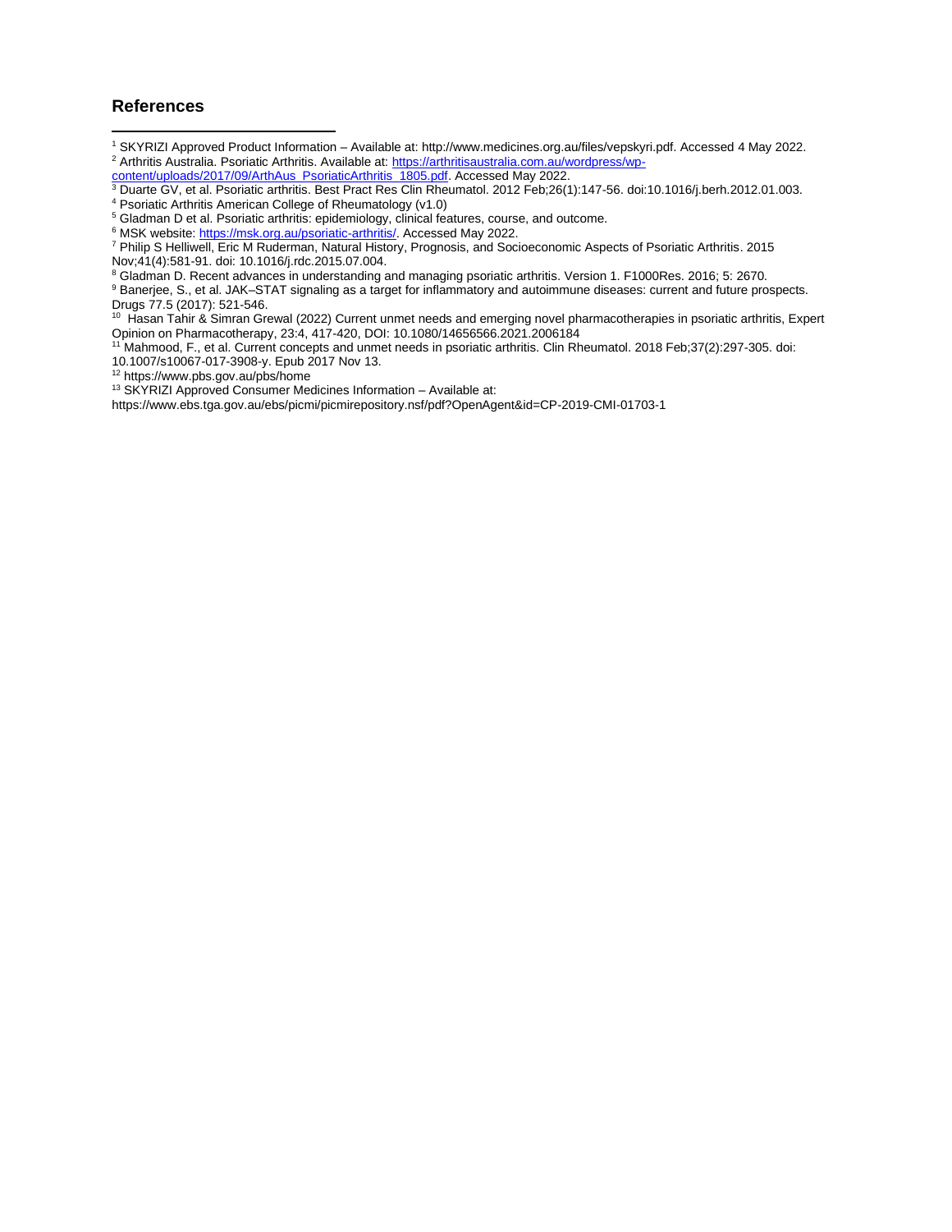## References

[1] SKYRIZI Approved Product Information – Available at: http://www.medicines.org.au/files/vepskyri.pdf. Accessed 4 May 2022.
[2] Arthritis Australia. Psoriatic Arthritis. Available at: https://arthritisaustralia.com.au/wordpress/wp-content/uploads/2017/09/ArthAus_PsoriaticArthritis_1805.pdf. Accessed May 2022.
[3] Duarte GV, et al. Psoriatic arthritis. Best Pract Res Clin Rheumatol. 2012 Feb;26(1):147-56. doi:10.1016/j.berh.2012.01.003.
[4] Psoriatic Arthritis American College of Rheumatology (v1.0)
[5] Gladman D et al. Psoriatic arthritis: epidemiology, clinical features, course, and outcome.
[6] MSK website: https://msk.org.au/psoriatic-arthritis/. Accessed May 2022.
[7] Philip S Helliwell, Eric M Ruderman, Natural History, Prognosis, and Socioeconomic Aspects of Psoriatic Arthritis. 2015 Nov;41(4):581-91. doi: 10.1016/j.rdc.2015.07.004.
[8] Gladman D. Recent advances in understanding and managing psoriatic arthritis. Version 1. F1000Res. 2016; 5: 2670.
[9] Banerjee, S., et al. JAK–STAT signaling as a target for inflammatory and autoimmune diseases: current and future prospects. Drugs 77.5 (2017): 521-546.
[10] Hasan Tahir & Simran Grewal (2022) Current unmet needs and emerging novel pharmacotherapies in psoriatic arthritis, Expert Opinion on Pharmacotherapy, 23:4, 417-420, DOI: 10.1080/14656566.2021.2006184
[11] Mahmood, F., et al. Current concepts and unmet needs in psoriatic arthritis. Clin Rheumatol. 2018 Feb;37(2):297-305. doi: 10.1007/s10067-017-3908-y. Epub 2017 Nov 13.
[12] https://www.pbs.gov.au/pbs/home
[13] SKYRIZI Approved Consumer Medicines Information – Available at: https://www.ebs.tga.gov.au/ebs/picmi/picmirepository.nsf/pdf?OpenAgent&id=CP-2019-CMI-01703-1